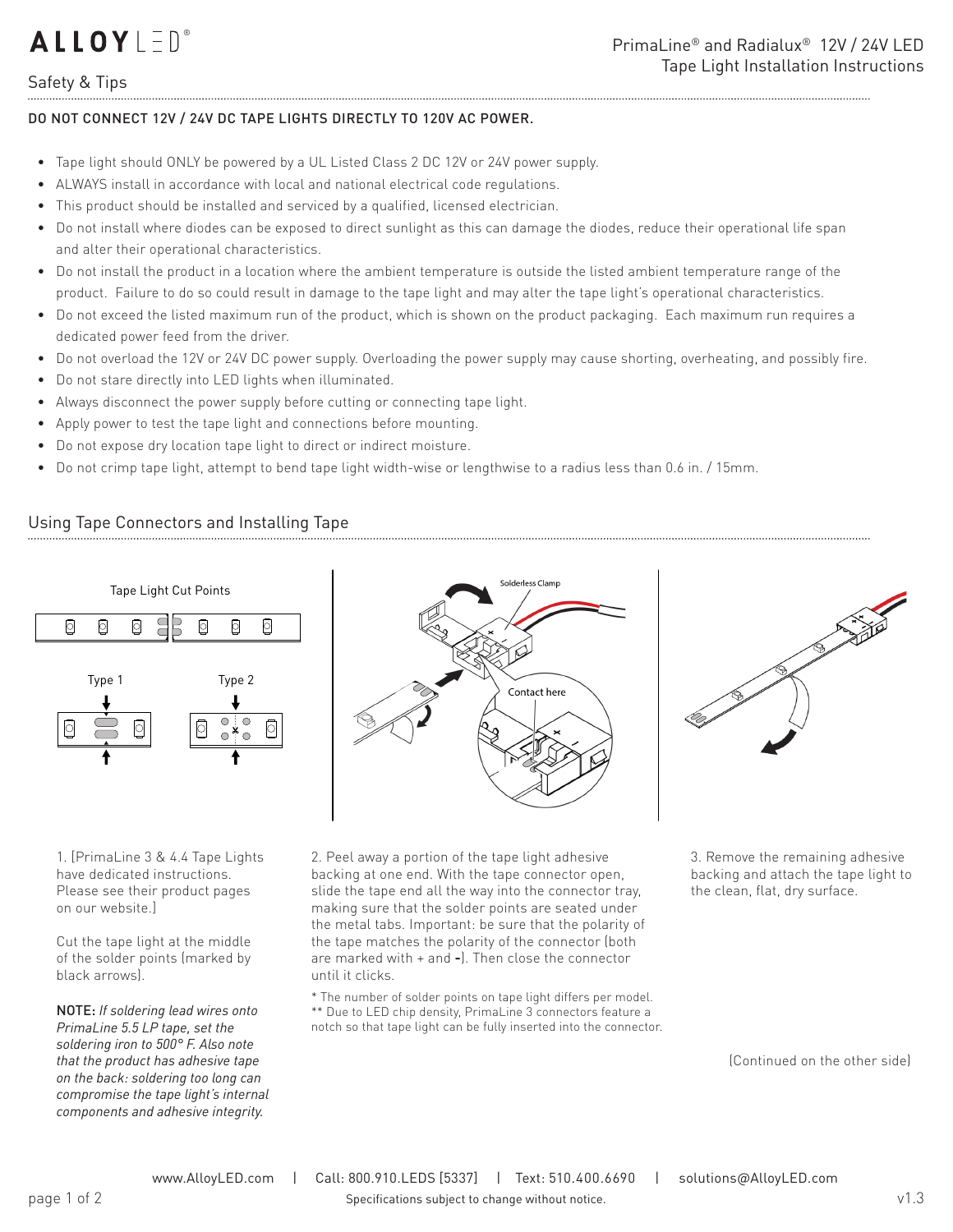ALLOYLED®

PrimaLine® and Radialux® 12V / 24V LED Tape Light Installation Instructions

## Safety & Tips

**DO NOT CONNECT 12V / 24V DC TAPE LIGHTS DIRECTLY TO 120V AC POWER.**

- Tape light should ONLY be powered by a UL Listed Class 2 DC 12V or 24V power supply.
- ALWAYS install in accordance with local and national electrical code regulations.
- This product should be installed and serviced by a qualified, licensed electrician.
- Do not install where diodes can be exposed to direct sunlight as this can damage the diodes, reduce their operational life span and alter their operational characteristics.
- Do not install the product in a location where the ambient temperature is outside the listed ambient temperature range of the product. Failure to do so could result in damage to the tape light and may alter the tape light's operational characteristics.
- Do not exceed the listed maximum run of the product, which is shown on the product packaging. Each maximum run requires a dedicated power feed from the driver.
- Do not overload the 12V or 24V DC power supply. Overloading the power supply may cause shorting, overheating, and possibly fire.
- Do not stare directly into LED lights when illuminated.
- Always disconnect the power supply before cutting or connecting tape light.
- Apply power to test the tape light and connections before mounting.
- Do not expose dry location tape light to direct or indirect moisture.
- Do not crimp tape light, attempt to bend tape light width-wise or lengthwise to a radius less than 0.6 in. / 15mm.

## Using Tape Connectors and Installing Tape

Tape Light Cut Points

Type 1 Type 2

Solderless Clamp

Contact here

1. [PrimaLine 3 & 4.4 Tape Lights have dedicated instructions. Please see their product pages on our website.]

Cut the tape light at the middle of the solder points (marked by black arrows).

NOTE: *If soldering lead wires onto PrimaLine 5.5 LP tape, set the soldering iron to 500° F. Also note that the product has adhesive tape on the back: soldering too long can compromise the tape light's internal components and adhesive integrity.*

2. Peel away a portion of the tape light adhesive backing at one end. With the tape connector open, slide the tape end all the way into the connector tray, making sure that the solder points are seated under the metal tabs. Important: be sure that the polarity of the tape matches the polarity of the connector (both are marked with + and -). Then close the connector until it clicks.

\* The number of solder points on tape light differs per model.
\*\* Due to LED chip density, PrimaLine 3 connectors feature a notch so that tape light can be fully inserted into the connector.

3. Remove the remaining adhesive backing and attach the tape light to the clean, flat, dry surface.

(Continued on the other side)

www.AlloyLED.com | Call: 800.910.LEDS [5337] | Text: 510.400.6690 | solutions@AlloyLED.com

Specifications subject to change without notice.

v1.3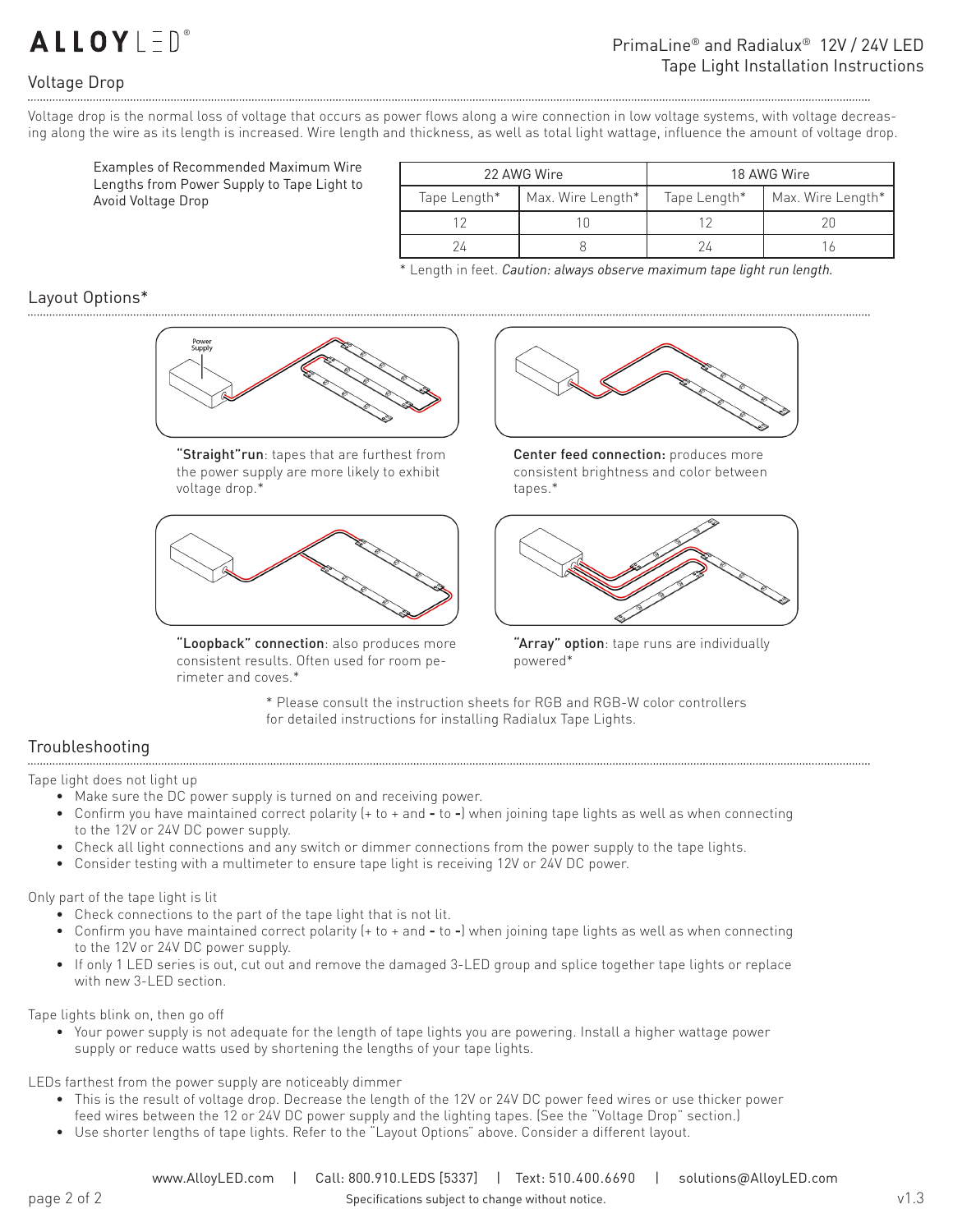## Voltage Drop

Voltage drop is the normal loss of voltage that occurs as power flows along a wire connection in low voltage systems, with voltage decreasing along the wire as its length is increased. Wire length and thickness, as well as total light wattage, influence the amount of voltage drop.

Examples of Recommended Maximum Wire Lengths from Power Supply to Tape Light to Avoid Voltage Drop

| 22 AWG Wire | | 18 AWG Wire | |
|---|---|---|---|
| Tape Length* | Max. Wire Length* | Tape Length* | Max. Wire Length* |
| 12 | 10 | 12 | 20 |
| 24 | 8 | 24 | 16 |

\* Length in feet. *Caution: always observe maximum tape light run length.*

## Layout Options*

Power Supply

**"Straight"run**: tapes that are furthest from the power supply are more likely to exhibit voltage drop.*

**Center feed connection:** produces more consistent brightness and color between tapes.*

**"Loopback" connection**: also produces more consistent results. Often used for room perimeter and coves.*

**"Array" option**: tape runs are individually powered*

\* Please consult the instruction sheets for RGB and RGB-W color controllers for detailed instructions for installing Radialux Tape Lights.

## Troubleshooting

Tape light does not light up

- Make sure the DC power supply is turned on and receiving power.
- Confirm you have maintained correct polarity (+ to + and **-** to **-**) when joining tape lights as well as when connecting to the 12V or 24V DC power supply.
- Check all light connections and any switch or dimmer connections from the power supply to the tape lights.
- Consider testing with a multimeter to ensure tape light is receiving 12V or 24V DC power.

Only part of the tape light is lit

- Check connections to the part of the tape light that is not lit.
- Confirm you have maintained correct polarity (+ to + and **-** to **-**) when joining tape lights as well as when connecting to the 12V or 24V DC power supply.
- If only 1 LED series is out, cut out and remove the damaged 3-LED group and splice together tape lights or replace with new 3-LED section.

Tape lights blink on, then go off

- Your power supply is not adequate for the length of tape lights you are powering. Install a higher wattage power supply or reduce watts used by shortening the lengths of your tape lights.

LEDs farthest from the power supply are noticeably dimmer

- This is the result of voltage drop. Decrease the length of the 12V or 24V DC power feed wires or use thicker power feed wires between the 12 or 24V DC power supply and the lighting tapes. (See the "Voltage Drop" section.)
- Use shorter lengths of tape lights. Refer to the "Layout Options" above. Consider a different layout.

www.AlloyLED.com | Call: 800.910.LEDS [5337] | Text: 510.400.6690 | solutions@AlloyLED.com

Specifications subject to change without notice.

v1.3